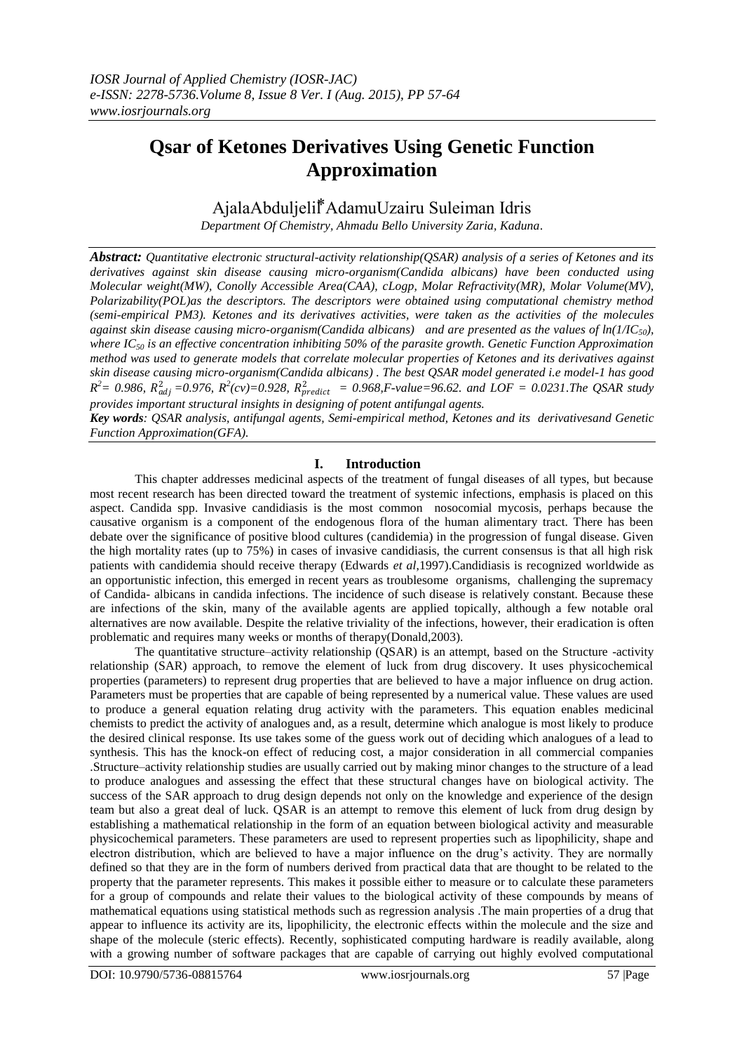# Qsar of Ketones Derivatives Using Genetic Function Approximation

AjalaAbduljelil*AdamuUzairu Suleiman Idris

*Department Of Chemistry, Ahmadu Bello University Zaria, Kaduna.*

***Abstract:*** *Quantitative electronic structural-activity relationship(QSAR) analysis of a series of Ketones and its derivatives against skin disease causing micro-organism(Candida albicans) have been conducted using Molecular weight(MW), Conolly Accessible Area(CAA), cLogp, Molar Refractivity(MR), Molar Volume(MV), Polarizability(POL)as the descriptors. The descriptors were obtained using computational chemistry method (semi-empirical PM3). Ketones and its derivatives activities, were taken as the activities of the molecules against skin disease causing micro-organism(Candida albicans) and are presented as the values of $ln(1/IC_{50})$, where $IC_{50}$ is an effective concentration inhibiting 50% of the parasite growth. Genetic Function Approximation method was used to generate models that correlate molecular properties of Ketones and its derivatives against skin disease causing micro-organism(Candida albicans) . The best QSAR model generated i.e model-1 has good $R^2$= 0.986, $R^2_{adj}$ =0.976, $R^2(cv)$=0.928, $R^2_{predict}$ = 0.968,F-value=96.62. and LOF = 0.0231.The QSAR study provides important structural insights in designing of potent antifungal agents.*

***Key words****: QSAR analysis, antifungal agents, Semi-empirical method, Ketones and its derivativesand Genetic Function Approximation(GFA).*

## I. Introduction

This chapter addresses medicinal aspects of the treatment of fungal diseases of all types, but because most recent research has been directed toward the treatment of systemic infections, emphasis is placed on this aspect. Candida spp. Invasive candidiasis is the most common nosocomial mycosis, perhaps because the causative organism is a component of the endogenous flora of the human alimentary tract. There has been debate over the significance of positive blood cultures (candidemia) in the progression of fungal disease. Given the high mortality rates (up to 75%) in cases of invasive candidiasis, the current consensus is that all high risk patients with candidemia should receive therapy (Edwards *et al*,1997).Candidiasis is recognized worldwide as an opportunistic infection, this emerged in recent years as troublesome organisms, challenging the supremacy of Candida- albicans in candida infections. The incidence of such disease is relatively constant. Because these are infections of the skin, many of the available agents are applied topically, although a few notable oral alternatives are now available. Despite the relative triviality of the infections, however, their eradication is often problematic and requires many weeks or months of therapy(Donald,2003).

The quantitative structure–activity relationship (QSAR) is an attempt, based on the Structure -activity relationship (SAR) approach, to remove the element of luck from drug discovery. It uses physicochemical properties (parameters) to represent drug properties that are believed to have a major influence on drug action. Parameters must be properties that are capable of being represented by a numerical value. These values are used to produce a general equation relating drug activity with the parameters. This equation enables medicinal chemists to predict the activity of analogues and, as a result, determine which analogue is most likely to produce the desired clinical response. Its use takes some of the guess work out of deciding which analogues of a lead to synthesis. This has the knock-on effect of reducing cost, a major consideration in all commercial companies .Structure–activity relationship studies are usually carried out by making minor changes to the structure of a lead to produce analogues and assessing the effect that these structural changes have on biological activity. The success of the SAR approach to drug design depends not only on the knowledge and experience of the design team but also a great deal of luck. QSAR is an attempt to remove this element of luck from drug design by establishing a mathematical relationship in the form of an equation between biological activity and measurable physicochemical parameters. These parameters are used to represent properties such as lipophilicity, shape and electron distribution, which are believed to have a major influence on the drug's activity. They are normally defined so that they are in the form of numbers derived from practical data that are thought to be related to the property that the parameter represents. This makes it possible either to measure or to calculate these parameters for a group of compounds and relate their values to the biological activity of these compounds by means of mathematical equations using statistical methods such as regression analysis .The main properties of a drug that appear to influence its activity are its, lipophilicity, the electronic effects within the molecule and the size and shape of the molecule (steric effects). Recently, sophisticated computing hardware is readily available, along with a growing number of software packages that are capable of carrying out highly evolved computational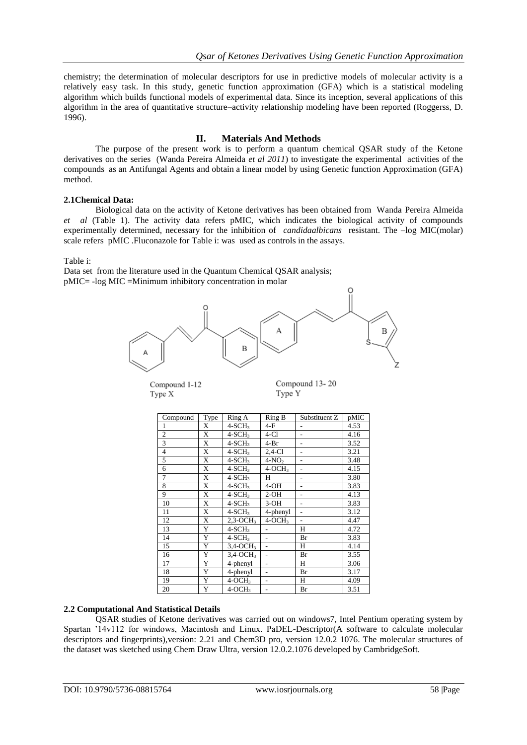chemistry; the determination of molecular descriptors for use in predictive models of molecular activity is a relatively easy task. In this study, genetic function approximation (GFA) which is a statistical modeling algorithm which builds functional models of experimental data. Since its inception, several applications of this algorithm in the area of quantitative structure–activity relationship modeling have been reported (Roggerss, D. 1996).

## II. Materials And Methods

The purpose of the present work is to perform a quantum chemical QSAR study of the Ketone derivatives on the series (Wanda Pereira Almeida *et al 2011*) to investigate the experimental activities of the compounds as an Antifungal Agents and obtain a linear model by using Genetic function Approximation (GFA) method.

### 2.1Chemical Data:

Biological data on the activity of Ketone derivatives has been obtained from Wanda Pereira Almeida *et al* (Table 1). The activity data refers pMIC, which indicates the biological activity of compounds experimentally determined, necessary for the inhibition of *candidaalbicans* resistant. The –log MIC(molar) scale refers pMIC .Fluconazole for Table i: was used as controls in the assays.

Table i:

Data set from the literature used in the Quantum Chemical QSAR analysis;
pMIC= -log MIC =Minimum inhibitory concentration in molar

Compound 1-12
Type X

Compound 13- 20
Type Y

| Compound | Type | Ring A | Ring B | Substituent Z | pMIC |
|---|---|---|---|---|---|
| 1 | X | 4-$SCH_3$ | 4-F | - | 4.53 |
| 2 | X | 4-$SCH_3$ | 4-Cl | - | 4.16 |
| 3 | X | 4-$SCH_3$ | 4-Br | - | 3.52 |
| 4 | X | 4-$SCH_3$ | 2,4-Cl | - | 3.21 |
| 5 | X | 4-$SCH_3$ | 4-$NO_2$ | - | 3.48 |
| 6 | X | 4-$SCH_3$ | 4-$OCH_3$ | - | 4.15 |
| 7 | X | 4-$SCH_3$ | H | - | 3.80 |
| 8 | X | 4-$SCH_3$ | 4-OH | - | 3.83 |
| 9 | X | 4-$SCH_3$ | 2-OH | - | 4.13 |
| 10 | X | 4-$SCH_3$ | 3-OH | - | 3.83 |
| 11 | X | 4-$SCH_3$ | 4-phenyl | - | 3.12 |
| 12 | X | 2,3-$OCH_3$ | 4-$OCH_3$ | - | 4.47 |
| 13 | Y | 4-$SCH_3$ | - | H | 4.72 |
| 14 | Y | 4-$SCH_3$ | - | Br | 3.83 |
| 15 | Y | 3,4-$OCH_3$ | - | H | 4.14 |
| 16 | Y | 3,4-$OCH_3$ | - | Br | 3.55 |
| 17 | Y | 4-phenyl | - | H | 3.06 |
| 18 | Y | 4-phenyl | - | Br | 3.17 |
| 19 | Y | 4-$OCH_3$ | - | H | 4.09 |
| 20 | Y | 4-$OCH_3$ | - | Br | 3.51 |

### 2.2 Computational And Statistical Details

QSAR studies of Ketone derivatives was carried out on windows7, Intel Pentium operating system by Spartan '14v112 for windows, Macintosh and Linux. PaDEL-Descriptor(A software to calculate molecular descriptors and fingerprints),version: 2.21 and Chem3D pro, version 12.0.2 1076. The molecular structures of the dataset was sketched using Chem Draw Ultra, version 12.0.2.1076 developed by CambridgeSoft.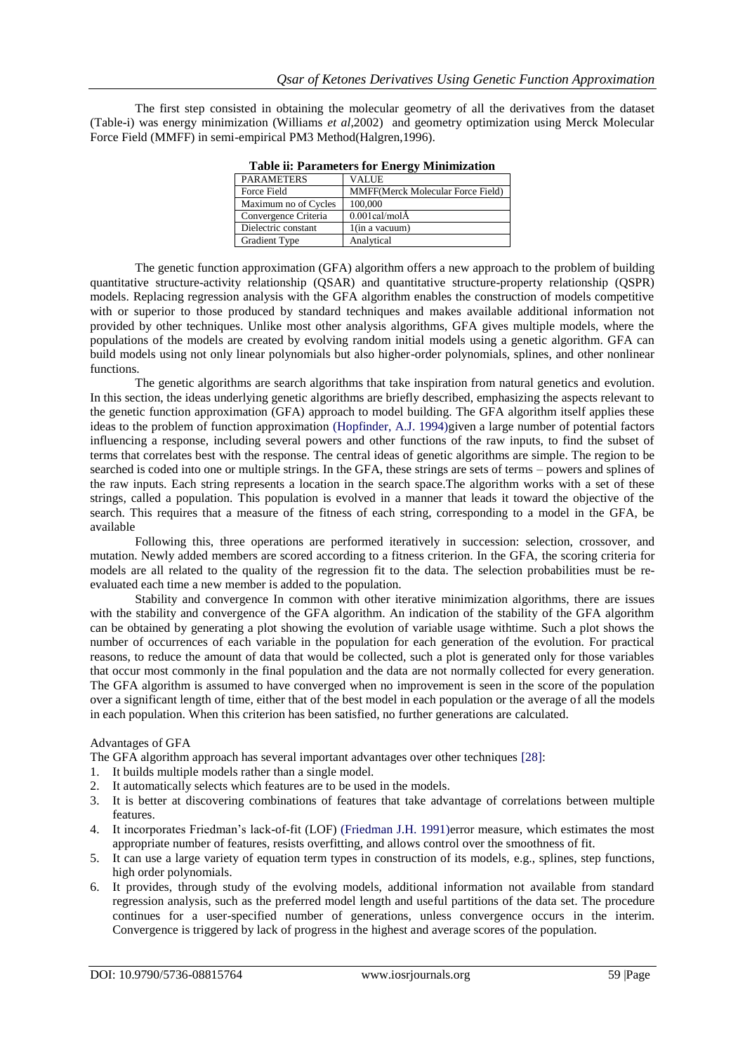The first step consisted in obtaining the molecular geometry of all the derivatives from the dataset (Table-i) was energy minimization (Williams *et al*,2002) and geometry optimization using Merck Molecular Force Field (MMFF) in semi-empirical PM3 Method(Halgren,1996).

**Table ii: Parameters for Energy Minimization**

| PARAMETERS | VALUE |
|---|---|
| Force Field | MMFF(Merck Molecular Force Field) |
| Maximum no of Cycles | 100,000 |
| Convergence Criteria | 0.001cal/molÅ |
| Dielectric constant | 1(in a vacuum) |
| Gradient Type | Analytical |

The genetic function approximation (GFA) algorithm offers a new approach to the problem of building quantitative structure-activity relationship (QSAR) and quantitative structure-property relationship (QSPR) models. Replacing regression analysis with the GFA algorithm enables the construction of models competitive with or superior to those produced by standard techniques and makes available additional information not provided by other techniques. Unlike most other analysis algorithms, GFA gives multiple models, where the populations of the models are created by evolving random initial models using a genetic algorithm. GFA can build models using not only linear polynomials but also higher-order polynomials, splines, and other nonlinear functions.

The genetic algorithms are search algorithms that take inspiration from natural genetics and evolution. In this section, the ideas underlying genetic algorithms are briefly described, emphasizing the aspects relevant to the genetic function approximation (GFA) approach to model building. The GFA algorithm itself applies these ideas to the problem of function approximation (Hopfinder, A.J. 1994)given a large number of potential factors influencing a response, including several powers and other functions of the raw inputs, to find the subset of terms that correlates best with the response. The central ideas of genetic algorithms are simple. The region to be searched is coded into one or multiple strings. In the GFA, these strings are sets of terms – powers and splines of the raw inputs. Each string represents a location in the search space.The algorithm works with a set of these strings, called a population. This population is evolved in a manner that leads it toward the objective of the search. This requires that a measure of the fitness of each string, corresponding to a model in the GFA, be available

Following this, three operations are performed iteratively in succession: selection, crossover, and mutation. Newly added members are scored according to a fitness criterion. In the GFA, the scoring criteria for models are all related to the quality of the regression fit to the data. The selection probabilities must be re-evaluated each time a new member is added to the population.

Stability and convergence In common with other iterative minimization algorithms, there are issues with the stability and convergence of the GFA algorithm. An indication of the stability of the GFA algorithm can be obtained by generating a plot showing the evolution of variable usage withtime. Such a plot shows the number of occurrences of each variable in the population for each generation of the evolution. For practical reasons, to reduce the amount of data that would be collected, such a plot is generated only for those variables that occur most commonly in the final population and the data are not normally collected for every generation. The GFA algorithm is assumed to have converged when no improvement is seen in the score of the population over a significant length of time, either that of the best model in each population or the average of all the models in each population. When this criterion has been satisfied, no further generations are calculated.

Advantages of GFA

The GFA algorithm approach has several important advantages over other techniques [28]:

1. It builds multiple models rather than a single model.
2. It automatically selects which features are to be used in the models.
3. It is better at discovering combinations of features that take advantage of correlations between multiple features.
4. It incorporates Friedman's lack-of-fit (LOF) (Friedman J.H. 1991)error measure, which estimates the most appropriate number of features, resists overfitting, and allows control over the smoothness of fit.
5. It can use a large variety of equation term types in construction of its models, e.g., splines, step functions, high order polynomials.
6. It provides, through study of the evolving models, additional information not available from standard regression analysis, such as the preferred model length and useful partitions of the data set. The procedure continues for a user-specified number of generations, unless convergence occurs in the interim. Convergence is triggered by lack of progress in the highest and average scores of the population.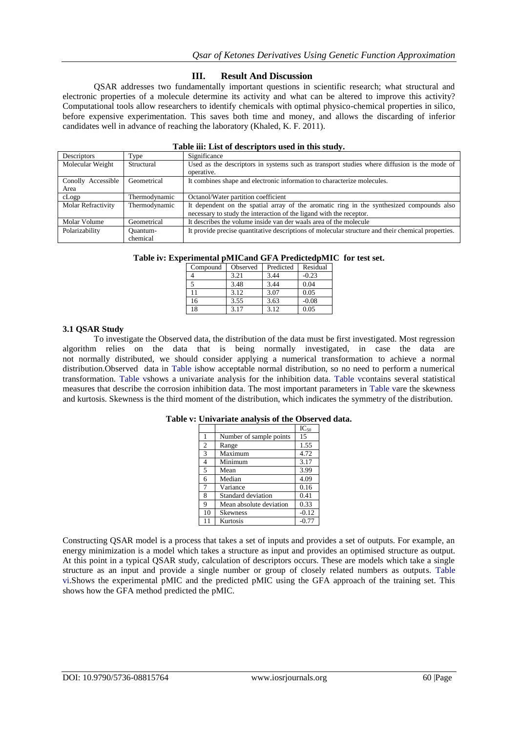## III. Result And Discussion

QSAR addresses two fundamentally important questions in scientific research; what structural and electronic properties of a molecule determine its activity and what can be altered to improve this activity? Computational tools allow researchers to identify chemicals with optimal physico-chemical properties in silico, before expensive experimentation. This saves both time and money, and allows the discarding of inferior candidates well in advance of reaching the laboratory (Khaled, K. F. 2011).

**Table iii: List of descriptors used in this study.**

| Descriptors | Type | Significance |
|---|---|---|
| Molecular Weight | Structural | Used as the descriptors in systems such as transport studies where diffusion is the mode of operative. |
| Conolly Accessible Area | Geometrical | It combines shape and electronic information to characterize molecules. |
| cLogp | Thermodynamic | Octanol/Water partition coefficient |
| Molar Refractivity | Thermodynamic | It dependent on the spatial array of the aromatic ring in the synthesized compounds also necessary to study the interaction of the ligand with the receptor. |
| Molar Volume | Geometrical | It describes the volume inside van der waals area of the molecule |
| Polarizability | Quantum-chemical | It provide precise quantitative descriptions of molecular structure and their chemical properties. |

**Table iv: Experimental pMICand GFA PredictedpMIC for test set.**

| Compound | Observed | Predicted | Residual |
|---|---|---|---|
| 4 | 3.21 | 3.44 | -0.23 |
| 5 | 3.48 | 3.44 | 0.04 |
| 11 | 3.12 | 3.07 | 0.05 |
| 16 | 3.55 | 3.63 | -0.08 |
| 18 | 3.17 | 3.12 | 0.05 |

### 3.1 QSAR Study

To investigate the Observed data, the distribution of the data must be first investigated. Most regression algorithm relies on the data that is being normally investigated, in case the data are not normally distributed, we should consider applying a numerical transformation to achieve a normal distribution.Observed data in Table ishow acceptable normal distribution, so no need to perform a numerical transformation. Table vshows a univariate analysis for the inhibition data. Table vcontains several statistical measures that describe the corrosion inhibition data. The most important parameters in Table vare the skewness and kurtosis. Skewness is the third moment of the distribution, which indicates the symmetry of the distribution.

**Table v: Univariate analysis of the Observed data.**

| | | $IC_{50}$ |
|---|---|---|
| 1 | Number of sample points | 15 |
| 2 | Range | 1.55 |
| 3 | Maximum | 4.72 |
| 4 | Minimum | 3.17 |
| 5 | Mean | 3.99 |
| 6 | Median | 4.09 |
| 7 | Variance | 0.16 |
| 8 | Standard deviation | 0.41 |
| 9 | Mean absolute deviation | 0.33 |
| 10 | Skewness | -0.12 |
| 11 | Kurtosis | -0.77 |

Constructing QSAR model is a process that takes a set of inputs and provides a set of outputs. For example, an energy minimization is a model which takes a structure as input and provides an optimised structure as output. At this point in a typical QSAR study, calculation of descriptors occurs. These are models which take a single structure as an input and provide a single number or group of closely related numbers as outputs. Table vi.Shows the experimental pMIC and the predicted pMIC using the GFA approach of the training set. This shows how the GFA method predicted the pMIC.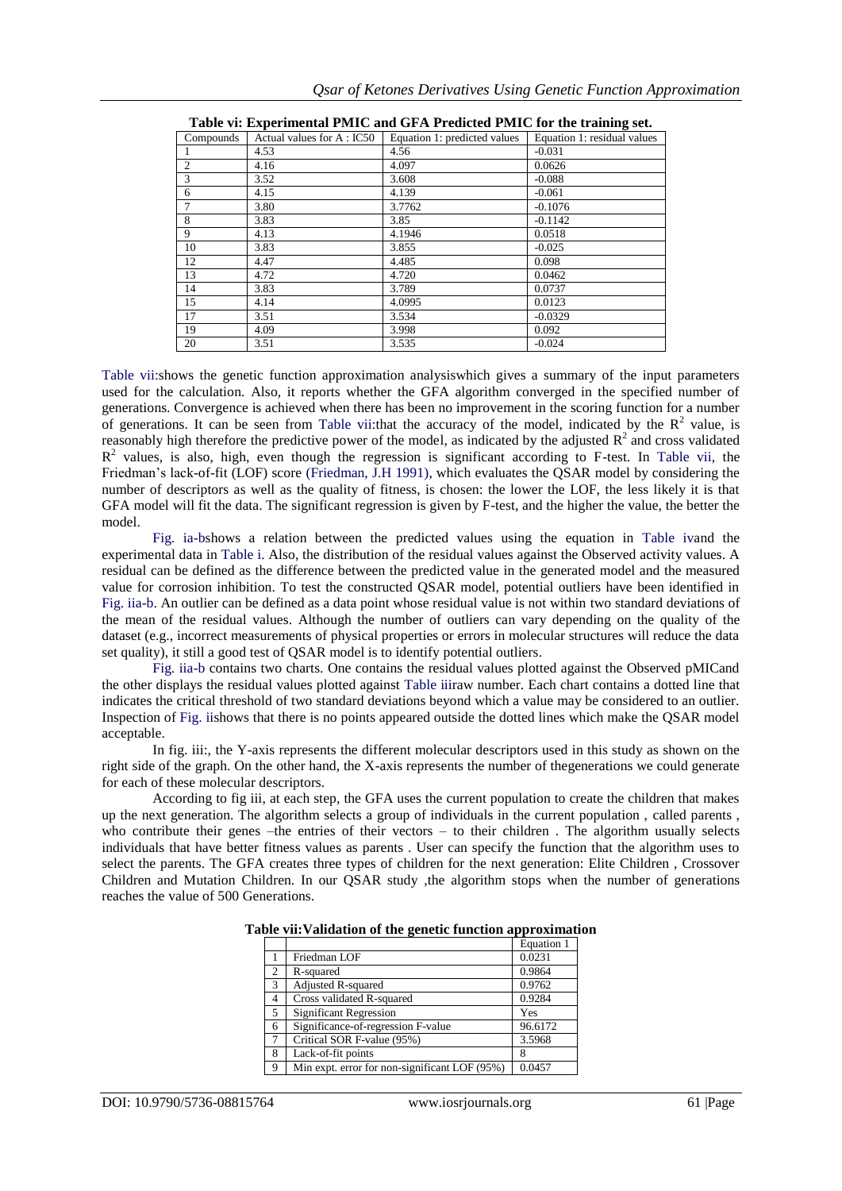**Table vi: Experimental PMIC and GFA Predicted PMIC for the training set.**

| Compounds | Actual values for A : IC50 | Equation 1: predicted values | Equation 1: residual values |
|---|---|---|---|
| 1 | 4.53 | 4.56 | -0.031 |
| 2 | 4.16 | 4.097 | 0.0626 |
| 3 | 3.52 | 3.608 | -0.088 |
| 6 | 4.15 | 4.139 | -0.061 |
| 7 | 3.80 | 3.7762 | -0.1076 |
| 8 | 3.83 | 3.85 | -0.1142 |
| 9 | 4.13 | 4.1946 | 0.0518 |
| 10 | 3.83 | 3.855 | -0.025 |
| 12 | 4.47 | 4.485 | 0.098 |
| 13 | 4.72 | 4.720 | 0.0462 |
| 14 | 3.83 | 3.789 | 0.0737 |
| 15 | 4.14 | 4.0995 | 0.0123 |
| 17 | 3.51 | 3.534 | -0.0329 |
| 19 | 4.09 | 3.998 | 0.092 |
| 20 | 3.51 | 3.535 | -0.024 |

Table vii:shows the genetic function approximation analysiswhich gives a summary of the input parameters used for the calculation. Also, it reports whether the GFA algorithm converged in the specified number of generations. Convergence is achieved when there has been no improvement in the scoring function for a number of generations. It can be seen from Table vii:that the accuracy of the model, indicated by the $R^2$ value, is reasonably high therefore the predictive power of the model, as indicated by the adjusted $R^2$ and cross validated $R^2$ values, is also, high, even though the regression is significant according to F-test. In Table vii, the Friedman's lack-of-fit (LOF) score (Friedman, J.H 1991), which evaluates the QSAR model by considering the number of descriptors as well as the quality of fitness, is chosen: the lower the LOF, the less likely it is that GFA model will fit the data. The significant regression is given by F-test, and the higher the value, the better the model.

Fig. ia-bshows a relation between the predicted values using the equation in Table ivand the experimental data in Table i. Also, the distribution of the residual values against the Observed activity values. A residual can be defined as the difference between the predicted value in the generated model and the measured value for corrosion inhibition. To test the constructed QSAR model, potential outliers have been identified in Fig. iia-b. An outlier can be defined as a data point whose residual value is not within two standard deviations of the mean of the residual values. Although the number of outliers can vary depending on the quality of the dataset (e.g., incorrect measurements of physical properties or errors in molecular structures will reduce the data set quality), it still a good test of QSAR model is to identify potential outliers.

Fig. iia-b contains two charts. One contains the residual values plotted against the Observed pMICand the other displays the residual values plotted against Table iiiraw number. Each chart contains a dotted line that indicates the critical threshold of two standard deviations beyond which a value may be considered to an outlier. Inspection of Fig. iishows that there is no points appeared outside the dotted lines which make the QSAR model acceptable.

In fig. iii:, the Y-axis represents the different molecular descriptors used in this study as shown on the right side of the graph. On the other hand, the X-axis represents the number of thegenerations we could generate for each of these molecular descriptors.

According to fig iii, at each step, the GFA uses the current population to create the children that makes up the next generation. The algorithm selects a group of individuals in the current population , called parents , who contribute their genes –the entries of their vectors – to their children . The algorithm usually selects individuals that have better fitness values as parents . User can specify the function that the algorithm uses to select the parents. The GFA creates three types of children for the next generation: Elite Children , Crossover Children and Mutation Children. In our QSAR study ,the algorithm stops when the number of generations reaches the value of 500 Generations.

**Table vii:Validation of the genetic function approximation**

| | | Equation 1 |
|---|---|---|
| 1 | Friedman LOF | 0.0231 |
| 2 | R-squared | 0.9864 |
| 3 | Adjusted R-squared | 0.9762 |
| 4 | Cross validated R-squared | 0.9284 |
| 5 | Significant Regression | Yes |
| 6 | Significance-of-regression F-value | 96.6172 |
| 7 | Critical SOR F-value (95%) | 3.5968 |
| 8 | Lack-of-fit points | 8 |
| 9 | Min expt. error for non-significant LOF (95%) | 0.0457 |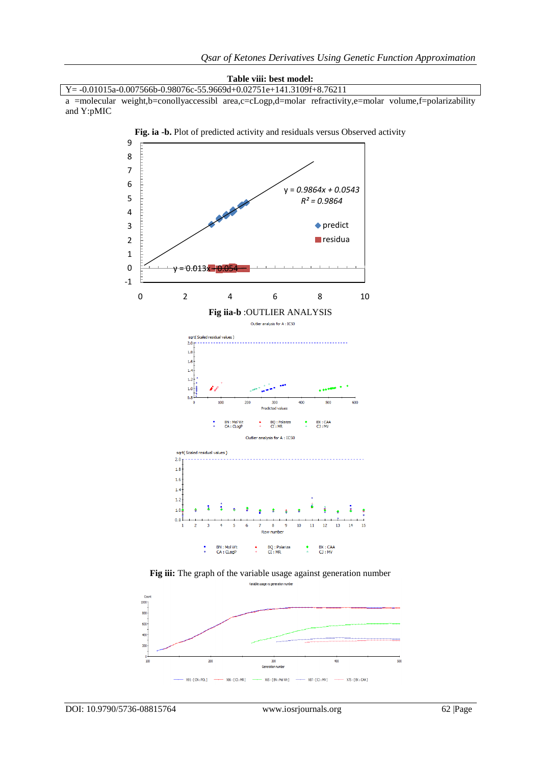**Table viii: best model:**

| Y= -0.01015a-0.007566b-0.98076c-55.9669d+0.02751e+141.3109f+8.76211 |
|---|

a =molecular weight,b=conollyaccessibl area,c=cLogp,d=molar refractivity,e=molar volume,f=polarizability and Y:pMIC

**Fig. ia -b.** Plot of predicted activity and residuals versus Observed activity

**Fig iia-b** :OUTLIER ANALYSIS

**Fig iii:** The graph of the variable usage against generation number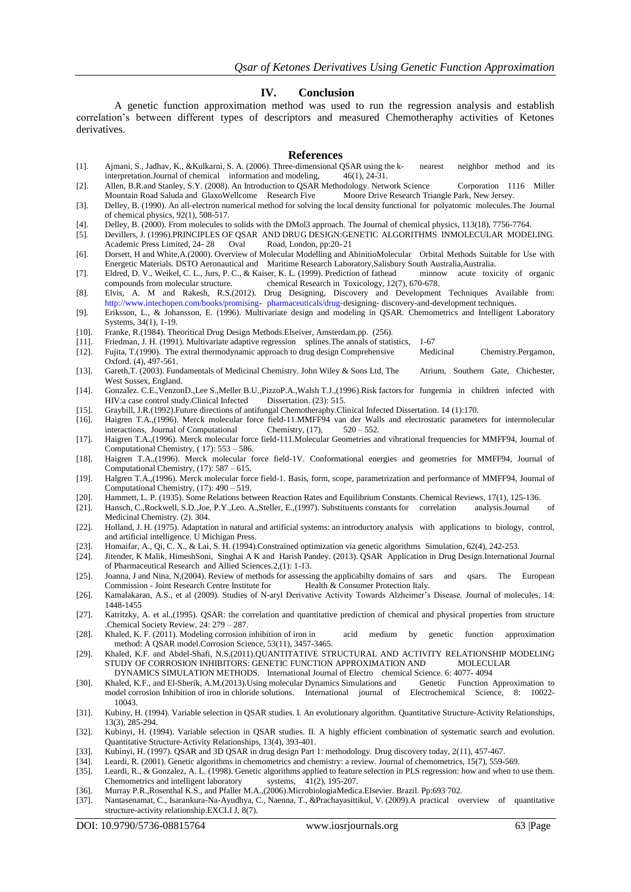## IV. Conclusion

A genetic function approximation method was used to run the regression analysis and establish correlation's between different types of descriptors and measured Chemotherapy activities of Ketones derivatives.

## References

[1]. Ajmani, S., Jadhav, K., &Kulkarni, S. A. (2006). Three-dimensional QSAR using the k- nearest neighbor method and its interpretation.Journal of chemical information and modeling, 46(1), 24-31.

[2]. Allen, B.R.and Stanley, S.Y. (2008). An Introduction to QSAR Methodology. Network Science Corporation 1116 Miller Mountain Road Saluda and GlaxoWellcome Research Five Moore Drive Research Triangle Park, New Jersey.

[3]. Delley, B. (1990). An all‐electron numerical method for solving the local density functional for polyatomic molecules.The Journal of chemical physics, 92(1), 508-517.

[4]. Delley, B. (2000). From molecules to solids with the DMol3 approach. The Journal of chemical physics, 113(18), 7756-7764.

[5]. Devillers, J. (1996).PRINCIPLES OF QSAR AND DRUG DESIGN:GENETIC ALGORITHMS INMOLECULAR MODELING. Academic Press Limited, 24- 28 Oval Road, London, pp:20- 21

[6]. Dorsett, H and White,A.(2000). Overview of Molecular Modelling and AbinitioMolecular Orbital Methods Suitable for Use with Energetic Materials. DSTO Aeronautical and Maritime Research Laboratory,Salisbury South Australia,Australia.

[7]. Eldred, D. V., Weikel, C. L., Jurs, P. C., & Kaiser, K. L. (1999). Prediction of fathead minnow acute toxicity of organic compounds from molecular structure. chemical Research in Toxicology, 12(7), 670-678.

[8]. Elvis, A. M and Rakesh, R.S.(2012). Drug Designing, Discovery and Development Techniques Available from: http://www.intechopen.com/books/promising- pharmaceuticals/drug-designing- discovery-and-development techniques.

[9]. Eriksson, L., & Johansson, E. (1996). Multivariate design and modeling in QSAR. Chemometrics and Intelligent Laboratory Systems, 34(1), 1-19.

[10]. Franke, R.(1984). Theoritical Drug Design Methods.Elseiver, Amsterdam.pp. (256).

[11]. Friedman, J. H. (1991). Multivariate adaptive regression splines.The annals of statistics, 1-67

[12]. Fujita, T.(1990). The extral thermodynamic approach to drug design Comprehensive Medicinal Chemistry.Pergamon, Oxford. (4), 497-561.

[13]. Gareth,T. (2003). Fundamentals of Medicinal Chemistry. John Wiley & Sons Ltd, The Atrium, Southern Gate, Chichester, West Sussex, England.

[14]. Gonzalez. C.E.,VenzonD.,Lee S.,Meller B.U.,PizzoP.A.,Walsh T.J.,(1996).Risk factors for fungemia in children infected with HIV:a case control study.Clinical Infected Dissertation. (23): 515.

[15]. Graybill, J.R.(1992).Future directions of antifungal Chemotheraphy.Clinical Infected Dissertation. 14 (1):170.

[16]. Haigren T.A.,(1996). Merck molecular force field-11.MMFF94 van der Walls and electrostatic parameters for intermolecular interactions, Journal of Computational Chemistry, (17), 520 – 552.

[17]. Haigren T.A.,(1996). Merck molecular force field-111.Molecular Geometries and vibrational frequencies for MMFF94, Journal of Computational Chemistry, ( 17): 553 – 586.

[18]. Haigren T.A.,(1996). Merck molecular force field-1V. Conformational energies and geometries for MMFF94, Journal of Computational Chemistry, (17): 587 – 615.

[19]. Halgren T.A.,(1996). Merck molecular force field-1. Basis, form, scope, parametrization and performance of MMFF94, Journal of Computational Chemistry, (17): 490 – 519.

[20]. Hammett, L. P. (1935). Some Relations between Reaction Rates and Equilibrium Constants. Chemical Reviews, 17(1), 125-136.

[21]. Hansch, C.,Rockwell, S.D.,Joe, P.Y.,Leo. A.,Steller, E.,(1997). Substituents constants for correlation analysis.Journal of Medicinal Chemistry. (2). 304.

[22]. Holland, J. H. (1975). Adaptation in natural and artificial systems: an introductory analysis with applications to biology, control, and artificial intelligence. U Michigan Press.

[23]. Homaifar, A., Qi, C. X., & Lai, S. H. (1994).Constrained optimization via genetic algorithms Simulation, 62(4), 242-253.

[24]. Jitender, K Malik, HimeshSoni, Singhai A K and Harish Pandey. (2013). QSAR Application in Drug Design.International Journal of Pharmaceutical Research and Allied Sciences.2,(1): 1-13.

[25]. Joanna, J and Nina, N,(2004). Review of methods for assessing the applicabilty domains of sars and qsars. The European Commission - Joint Research Centre Institute for Health & Consumer Protection Italy.

[26]. Kamalakaran, A.S., et al (2009). Studies of N-aryl Derivative Activity Towards Alzheimer's Disease. Journal of molecules, 14: 1448-1455

[27]. Katritzky, A. et al.,(1995). QSAR: the correlation and quantitative prediction of chemical and physical properties from structure .Chemical Society Review, 24: 279 – 287.

[28]. Khaled, K. F. (2011). Modeling corrosion inhibition of iron in acid medium by genetic function approximation method: A QSAR model.Corrosion Science, 53(11), 3457-3465.

[29]. Khaled, K.F. and Abdel-Shafi, N.S.(2011).QUANTITATIVE STRUCTURAL AND ACTIVITY RELATIONSHIP MODELING STUDY OF CORROSION INHIBITORS: GENETIC FUNCTION APPROXIMATION AND MOLECULAR DYNAMICS SIMULATION METHODS. International Journal of Electro chemical Science. 6: 4077- 4094

[30]. Khaled, K.F., and El-Sherik, A.M.(2013).Using molecular Dynamics Simulations and Genetic Function Approximation to model corrosion Inhibition of iron in chloride solutions. International journal of Electrochemical Science, 8: 10022-10043.

[31]. Kubiny, H. (1994). Variable selection in QSAR studies. I. An evolutionary algorithm. Quantitative Structure‐Activity Relationships, 13(3), 285-294.

[32]. Kubinyi, H. (1994). Variable selection in QSAR studies. II. A highly efficient combination of systematic search and evolution. Quantitative Structure‐Activity Relationships, 13(4), 393-401.

[33]. Kubinyi, H. (1997). QSAR and 3D QSAR in drug design Part 1: methodology. Drug discovery today, 2(11), 457-467.

[34]. Leardi, R. (2001). Genetic algorithms in chemometrics and chemistry: a review. Journal of chemometrics, 15(7), 559-569.

[35]. Leardi, R., & Gonzalez, A. L. (1998). Genetic algorithms applied to feature selection in PLS regression: how and when to use them. Chemometrics and intelligent laboratory systems, 41(2), 195-207.

[36]. Murray P.R.,Rosenthal K.S., and Pfaller M.A.,(2006).MicrobiologiaMedica.Elsevier. Brazil. Pp:693 702.

[37]. Nantasenamat, C., Isarankura-Na-Ayudhya, C., Naenna, T., &Prachayasittikul, V. (2009).A practical overview of quantitative structure-activity relationship.EXCLI J, 8(7).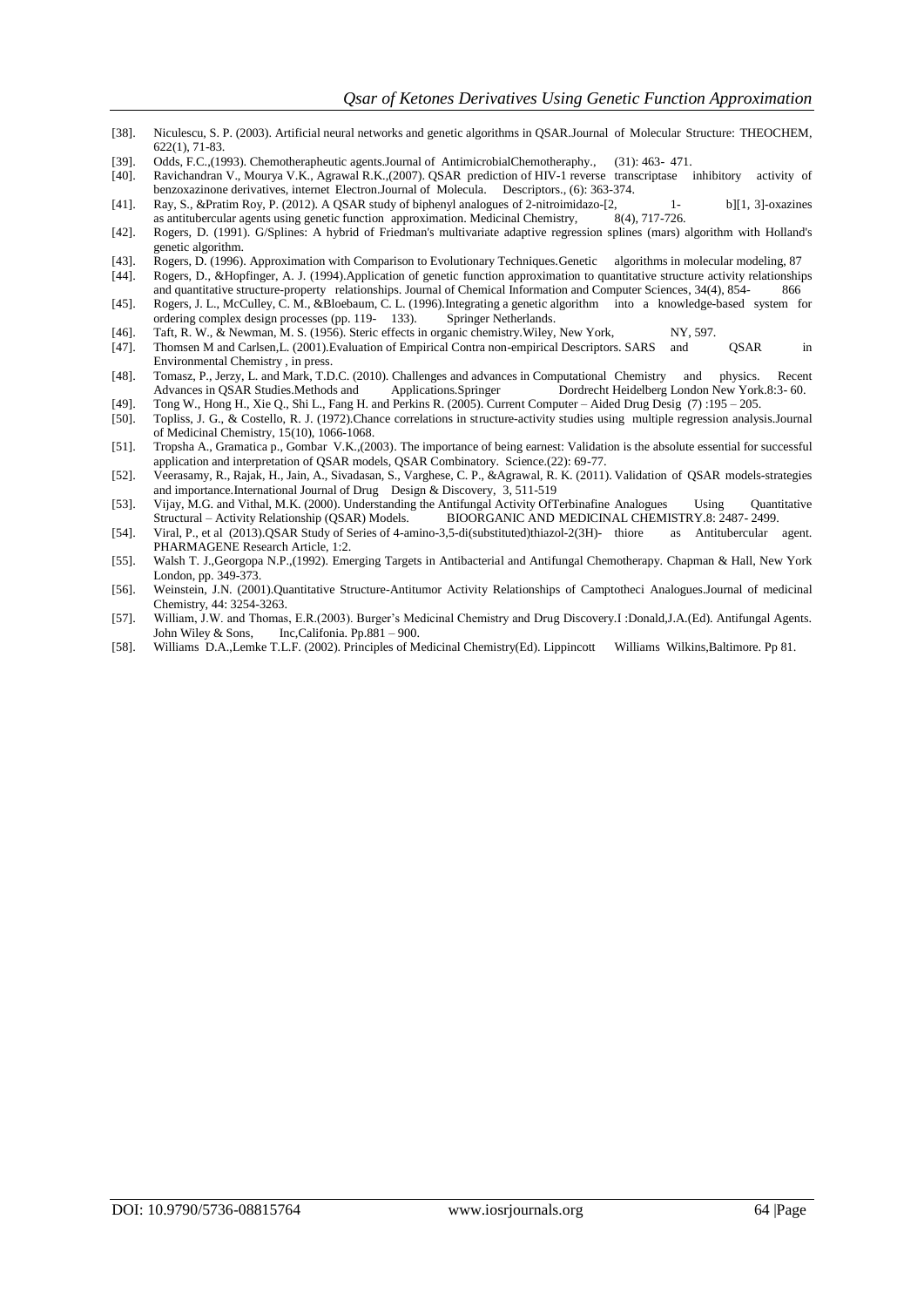[38]. Niculescu, S. P. (2003). Artificial neural networks and genetic algorithms in QSAR.Journal of Molecular Structure: THEOCHEM, 622(1), 71-83.

[39]. Odds, F.C.,(1993). Chemotherapheutic agents.Journal of AntimicrobialChemotheraphy., (31): 463- 471.

[40]. Ravichandran V., Mourya V.K., Agrawal R.K.,(2007). QSAR prediction of HIV-1 reverse transcriptase inhibitory activity of benzoxazinone derivatives, internet Electron.Journal of Molecula. Descriptors., (6): 363-374.

[41]. Ray, S., &Pratim Roy, P. (2012). A QSAR study of biphenyl analogues of 2-nitroimidazo-[2, 1- b][1, 3]-oxazines as antitubercular agents using genetic function approximation. Medicinal Chemistry, 8(4), 717-726.

[42]. Rogers, D. (1991). G/Splines: A hybrid of Friedman's multivariate adaptive regression splines (mars) algorithm with Holland's genetic algorithm.

[43]. Rogers, D. (1996). Approximation with Comparison to Evolutionary Techniques.Genetic algorithms in molecular modeling, 87

[44]. Rogers, D., &Hopfinger, A. J. (1994).Application of genetic function approximation to quantitative structure activity relationships and quantitative structure-property relationships. Journal of Chemical Information and Computer Sciences, 34(4), 854- 866

[45]. Rogers, J. L., McCulley, C. M., &Bloebaum, C. L. (1996).Integrating a genetic algorithm into a knowledge-based system for ordering complex design processes (pp. 119- 133). Springer Netherlands.

[46]. Taft, R. W., & Newman, M. S. (1956). Steric effects in organic chemistry.Wiley, New York, NY, 597.

[47]. Thomsen M and Carlsen,L. (2001).Evaluation of Empirical Contra non-empirical Descriptors. SARS and QSAR in Environmental Chemistry , in press.

[48]. Tomasz, P., Jerzy, L. and Mark, T.D.C. (2010). Challenges and advances in Computational Chemistry and physics. Recent Advances in QSAR Studies.Methods and Applications.Springer Dordrecht Heidelberg London New York.8:3- 60.

[49]. Tong W., Hong H., Xie Q., Shi L., Fang H. and Perkins R. (2005). Current Computer – Aided Drug Desig (7) :195 – 205.

[50]. Topliss, J. G., & Costello, R. J. (1972).Chance correlations in structure-activity studies using multiple regression analysis.Journal of Medicinal Chemistry, 15(10), 1066-1068.

[51]. Tropsha A., Gramatica p., Gombar V.K.,(2003). The importance of being earnest: Validation is the absolute essential for successful application and interpretation of QSAR models, QSAR Combinatory. Science.(22): 69-77.

[52]. Veerasamy, R., Rajak, H., Jain, A., Sivadasan, S., Varghese, C. P., &Agrawal, R. K. (2011). Validation of QSAR models-strategies and importance.International Journal of Drug Design & Discovery, 3, 511-519

[53]. Vijay, M.G. and Vithal, M.K. (2000). Understanding the Antifungal Activity OfTerbinafine Analogues Using Quantitative Structural – Activity Relationship (QSAR) Models. BIOORGANIC AND MEDICINAL CHEMISTRY.8: 2487- 2499.

[54]. Viral, P., et al (2013).QSAR Study of Series of 4-amino-3,5-di(substituted)thiazol-2(3H)- thiore as Antitubercular agent. PHARMAGENE Research Article, 1:2.

[55]. Walsh T. J.,Georgopa N.P.,(1992). Emerging Targets in Antibacterial and Antifungal Chemotherapy. Chapman & Hall, New York London, pp. 349-373.

[56]. Weinstein, J.N. (2001).Quantitative Structure-Antitumor Activity Relationships of Camptotheci Analogues.Journal of medicinal Chemistry, 44: 3254-3263.

[57]. William, J.W. and Thomas, E.R.(2003). Burger's Medicinal Chemistry and Drug Discovery.I :Donald,J.A.(Ed). Antifungal Agents. John Wiley & Sons, Inc,Califonia. Pp.881 – 900.

[58]. Williams D.A.,Lemke T.L.F. (2002). Principles of Medicinal Chemistry(Ed). Lippincott Williams Wilkins,Baltimore. Pp 81.